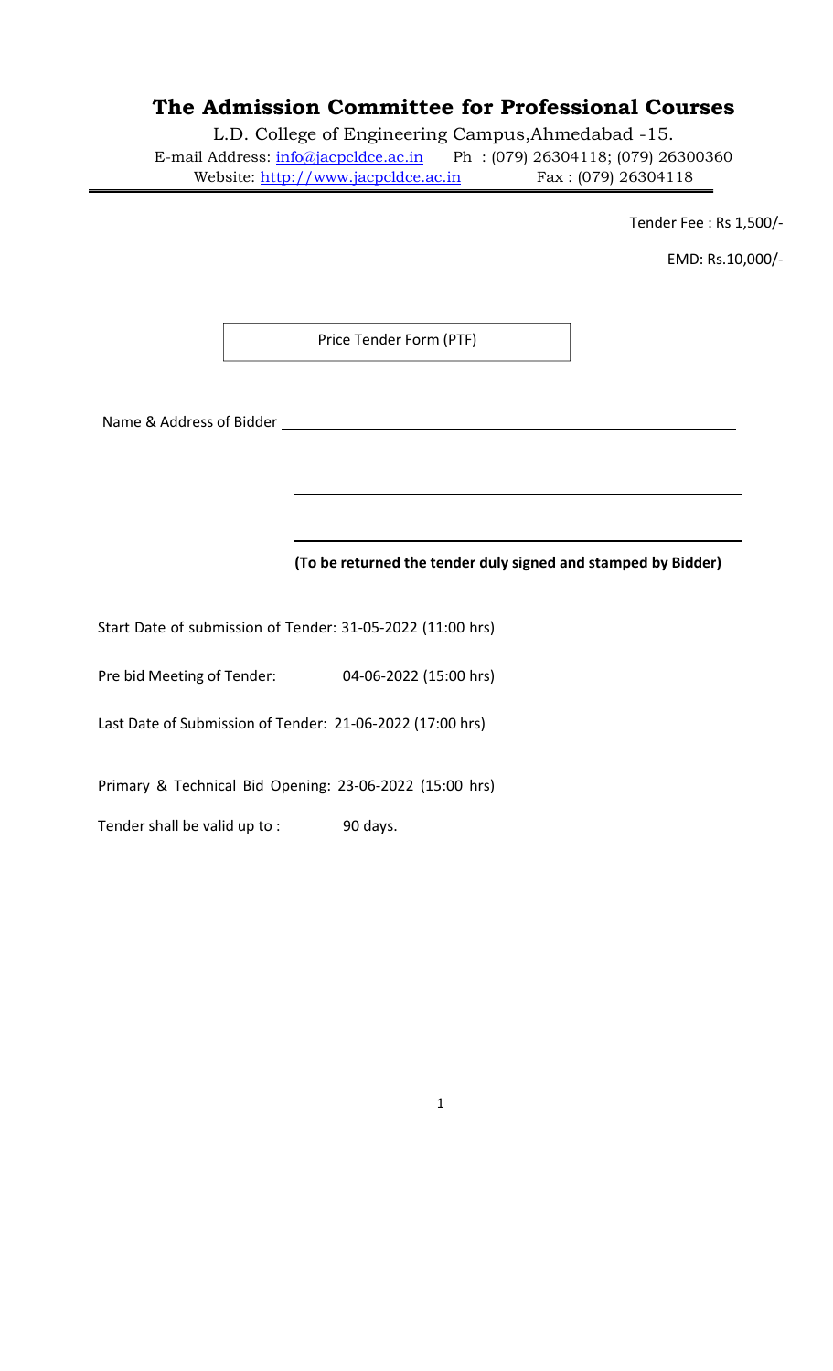# The Admission Committee for Professional Courses

L.D. College of Engineering Campus,Ahmedabad -15.

E-mail Address: info@jacpcldce.ac.in Ph : (079) 26304118; (079) 26300360

Website: http://www.jacpcldce.ac.in Fax : (079) 26304118

Tender Fee : Rs 1,500/-

EMD: Rs.10,000/-

Price Tender Form (PTF)

Name & Address of Bidder ______________________________________________

______________________________________________

______________________________________________

**(To be returned the tender duly signed and stamped by Bidder)**

Start Date of submission of Tender: 31-05-2022 (11:00 hrs)

Pre bid Meeting of Tender: 04-06-2022 (15:00 hrs)

Last Date of Submission of Tender: 21-06-2022 (17:00 hrs)

Primary & Technical Bid Opening: 23-06-2022 (15:00 hrs)

Tender shall be valid up to : 90 days.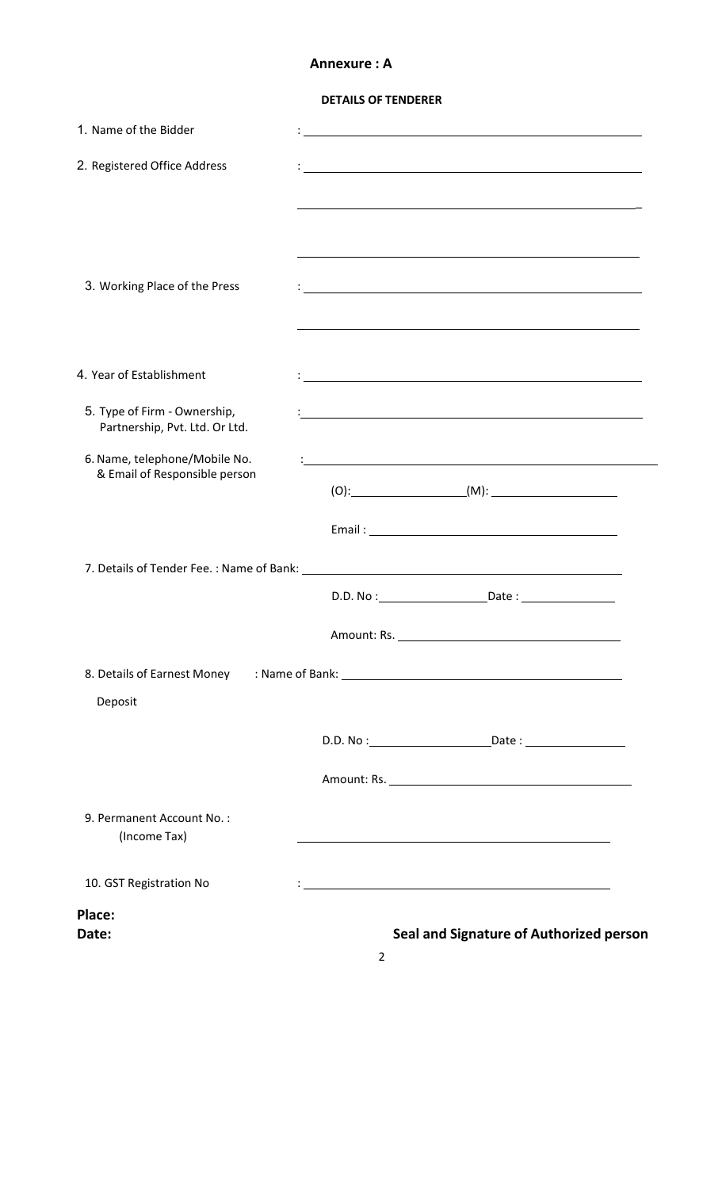# Annexure : A

## DETAILS OF TENDERER

1. Name of the Bidder : ______________________________

2. Registered Office Address : ______________________________

   ______________________________

   ______________________________

3. Working Place of the Press : ______________________________

   ______________________________

4. Year of Establishment : ______________________________

5. Type of Firm - Ownership, Partnership, Pvt. Ltd. Or Ltd. : ______________________________

6. Name, telephone/Mobile No. & Email of Responsible person : ______________________________

   (O):______________ (M): ______________

   Email : ______________________________

7. Details of Tender Fee. : Name of Bank: ______________________________

   D.D. No :______________ Date : ______________

   Amount: Rs. ______________________________

8. Details of Earnest Money Deposit : Name of Bank: ______________________________

   D.D. No :______________ Date : ______________

   Amount: Rs. ______________________________

9. Permanent Account No. : (Income Tax) ______________________________

10. GST Registration No : ______________________________

**Place:**

**Date:** **Seal and Signature of Authorized person**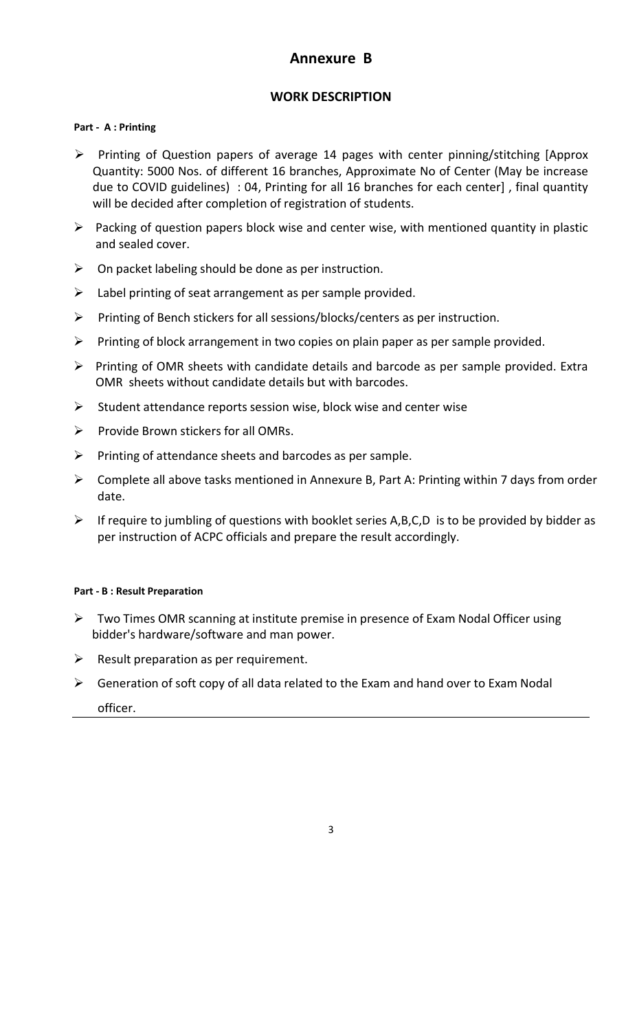# Annexure B

## WORK DESCRIPTION

**Part - A : Printing**

- Printing of Question papers of average 14 pages with center pinning/stitching [Approx Quantity: 5000 Nos. of different 16 branches, Approximate No of Center (May be increase due to COVID guidelines) : 04, Printing for all 16 branches for each center] , final quantity will be decided after completion of registration of students.
- Packing of question papers block wise and center wise, with mentioned quantity in plastic and sealed cover.
- On packet labeling should be done as per instruction.
- Label printing of seat arrangement as per sample provided.
- Printing of Bench stickers for all sessions/blocks/centers as per instruction.
- Printing of block arrangement in two copies on plain paper as per sample provided.
- Printing of OMR sheets with candidate details and barcode as per sample provided. Extra OMR sheets without candidate details but with barcodes.
- Student attendance reports session wise, block wise and center wise
- Provide Brown stickers for all OMRs.
- Printing of attendance sheets and barcodes as per sample.
- Complete all above tasks mentioned in Annexure B, Part A: Printing within 7 days from order date.
- If require to jumbling of questions with booklet series A,B,C,D is to be provided by bidder as per instruction of ACPC officials and prepare the result accordingly.

**Part - B : Result Preparation**

- Two Times OMR scanning at institute premise in presence of Exam Nodal Officer using bidder's hardware/software and man power.
- Result preparation as per requirement.
- Generation of soft copy of all data related to the Exam and hand over to Exam Nodal officer.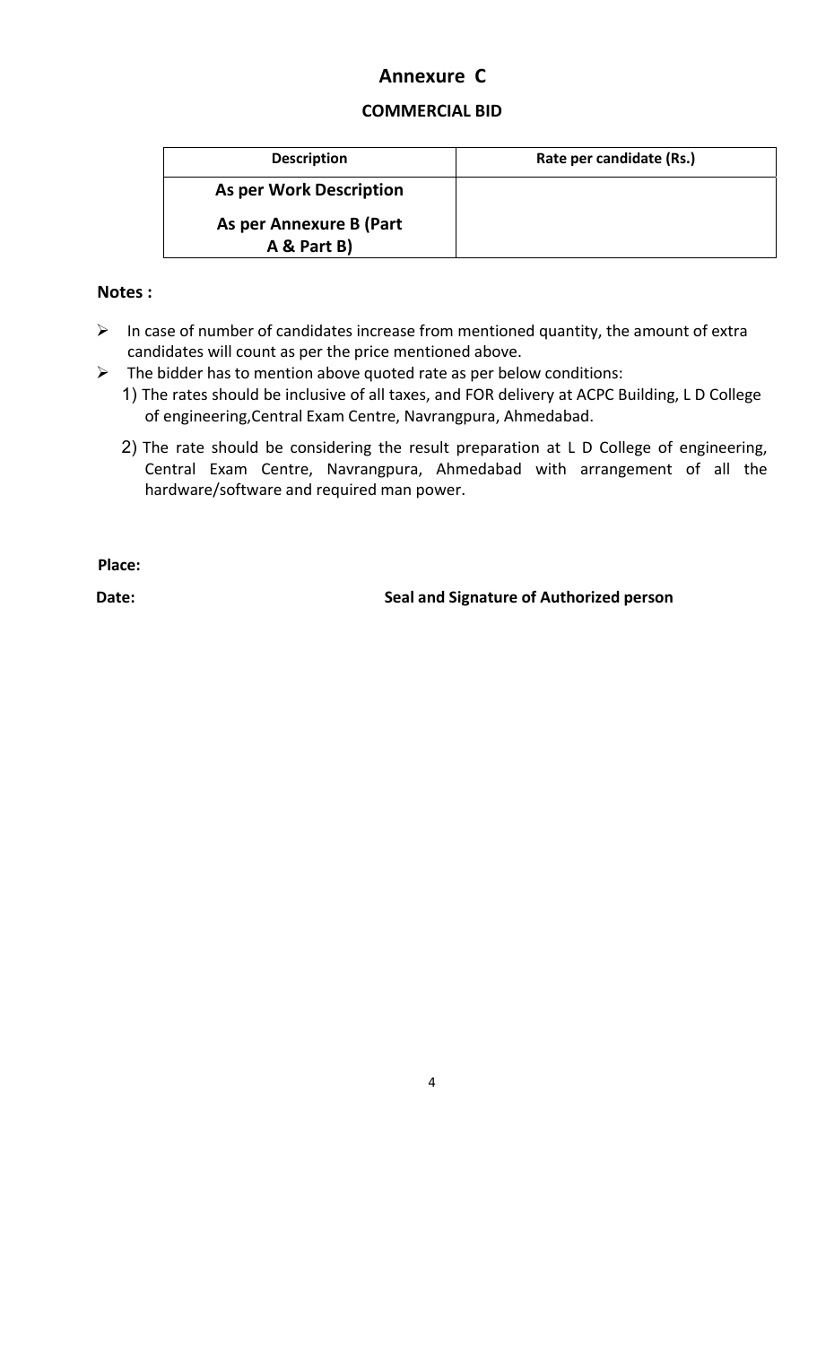# Annexure C

## COMMERCIAL BID

| Description | Rate per candidate (Rs.) |
|---|---|
| **As per Work Description**<br>**As per Annexure B (Part A & Part B)** | |

**Notes :**

- In case of number of candidates increase from mentioned quantity, the amount of extra candidates will count as per the price mentioned above.
- The bidder has to mention above quoted rate as per below conditions:
  1) The rates should be inclusive of all taxes, and FOR delivery at ACPC Building, L D College of engineering,Central Exam Centre, Navrangpura, Ahmedabad.
  2) The rate should be considering the result preparation at L D College of engineering, Central Exam Centre, Navrangpura, Ahmedabad with arrangement of all the hardware/software and required man power.

**Place:**

**Date:** **Seal and Signature of Authorized person**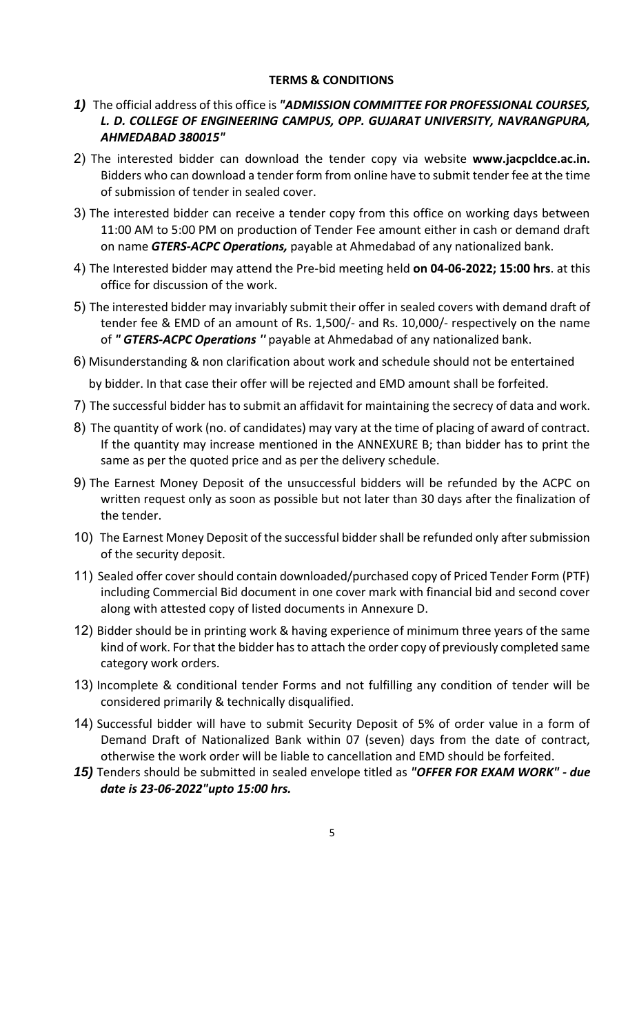**TERMS & CONDITIONS**

***1)*** The official address of this office is ***"ADMISSION COMMITTEE FOR PROFESSIONAL COURSES, L. D. COLLEGE OF ENGINEERING CAMPUS, OPP. GUJARAT UNIVERSITY, NAVRANGPURA, AHMEDABAD 380015"***

2) The interested bidder can download the tender copy via website **www.jacpcldce.ac.in.** Bidders who can download a tender form from online have to submit tender fee at the time of submission of tender in sealed cover.

3) The interested bidder can receive a tender copy from this office on working days between 11:00 AM to 5:00 PM on production of Tender Fee amount either in cash or demand draft on name ***GTERS-ACPC Operations,*** payable at Ahmedabad of any nationalized bank.

4) The Interested bidder may attend the Pre-bid meeting held **on 04-06-2022; 15:00 hrs**. at this office for discussion of the work.

5) The interested bidder may invariably submit their offer in sealed covers with demand draft of tender fee & EMD of an amount of Rs. 1,500/- and Rs. 10,000/- respectively on the name of ***" GTERS-ACPC Operations "*** payable at Ahmedabad of any nationalized bank.

6) Misunderstanding & non clarification about work and schedule should not be entertained by bidder. In that case their offer will be rejected and EMD amount shall be forfeited.

7) The successful bidder has to submit an affidavit for maintaining the secrecy of data and work.

8) The quantity of work (no. of candidates) may vary at the time of placing of award of contract. If the quantity may increase mentioned in the ANNEXURE B; than bidder has to print the same as per the quoted price and as per the delivery schedule.

9) The Earnest Money Deposit of the unsuccessful bidders will be refunded by the ACPC on written request only as soon as possible but not later than 30 days after the finalization of the tender.

10) The Earnest Money Deposit of the successful bidder shall be refunded only after submission of the security deposit.

11) Sealed offer cover should contain downloaded/purchased copy of Priced Tender Form (PTF) including Commercial Bid document in one cover mark with financial bid and second cover along with attested copy of listed documents in Annexure D.

12) Bidder should be in printing work & having experience of minimum three years of the same kind of work. For that the bidder has to attach the order copy of previously completed same category work orders.

13) Incomplete & conditional tender Forms and not fulfilling any condition of tender will be considered primarily & technically disqualified.

14) Successful bidder will have to submit Security Deposit of 5% of order value in a form of Demand Draft of Nationalized Bank within 07 (seven) days from the date of contract, otherwise the work order will be liable to cancellation and EMD should be forfeited.

***15)*** Tenders should be submitted in sealed envelope titled as ***"OFFER FOR EXAM WORK" - due date is 23-06-2022"upto 15:00 hrs.***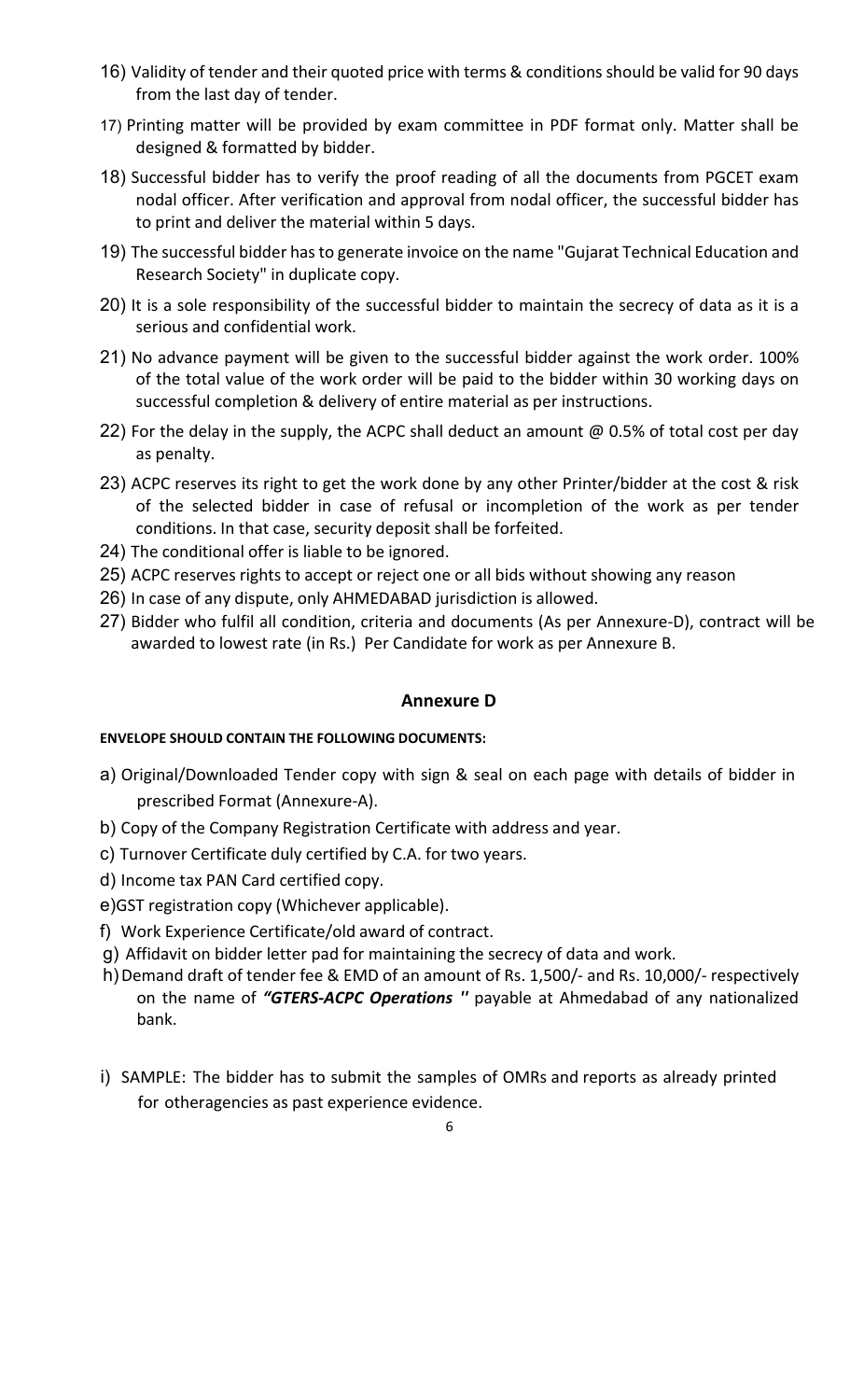16) Validity of tender and their quoted price with terms & conditions should be valid for 90 days from the last day of tender.

17) Printing matter will be provided by exam committee in PDF format only. Matter shall be designed & formatted by bidder.

18) Successful bidder has to verify the proof reading of all the documents from PGCET exam nodal officer. After verification and approval from nodal officer, the successful bidder has to print and deliver the material within 5 days.

19) The successful bidder has to generate invoice on the name "Gujarat Technical Education and Research Society" in duplicate copy.

20) It is a sole responsibility of the successful bidder to maintain the secrecy of data as it is a serious and confidential work.

21) No advance payment will be given to the successful bidder against the work order. 100% of the total value of the work order will be paid to the bidder within 30 working days on successful completion & delivery of entire material as per instructions.

22) For the delay in the supply, the ACPC shall deduct an amount @ 0.5% of total cost per day as penalty.

23) ACPC reserves its right to get the work done by any other Printer/bidder at the cost & risk of the selected bidder in case of refusal or incompletion of the work as per tender conditions. In that case, security deposit shall be forfeited.

24) The conditional offer is liable to be ignored.

25) ACPC reserves rights to accept or reject one or all bids without showing any reason

26) In case of any dispute, only AHMEDABAD jurisdiction is allowed.

27) Bidder who fulfil all condition, criteria and documents (As per Annexure-D), contract will be awarded to lowest rate (in Rs.) Per Candidate for work as per Annexure B.

## Annexure D

**ENVELOPE SHOULD CONTAIN THE FOLLOWING DOCUMENTS:**

a) Original/Downloaded Tender copy with sign & seal on each page with details of bidder in prescribed Format (Annexure-A).

b) Copy of the Company Registration Certificate with address and year.

c) Turnover Certificate duly certified by C.A. for two years.

d) Income tax PAN Card certified copy.

e)GST registration copy (Whichever applicable).

f) Work Experience Certificate/old award of contract.

g) Affidavit on bidder letter pad for maintaining the secrecy of data and work.

h)Demand draft of tender fee & EMD of an amount of Rs. 1,500/- and Rs. 10,000/- respectively on the name of ***"GTERS-ACPC Operations "*** payable at Ahmedabad of any nationalized bank.

i) SAMPLE: The bidder has to submit the samples of OMRs and reports as already printed for otheragencies as past experience evidence.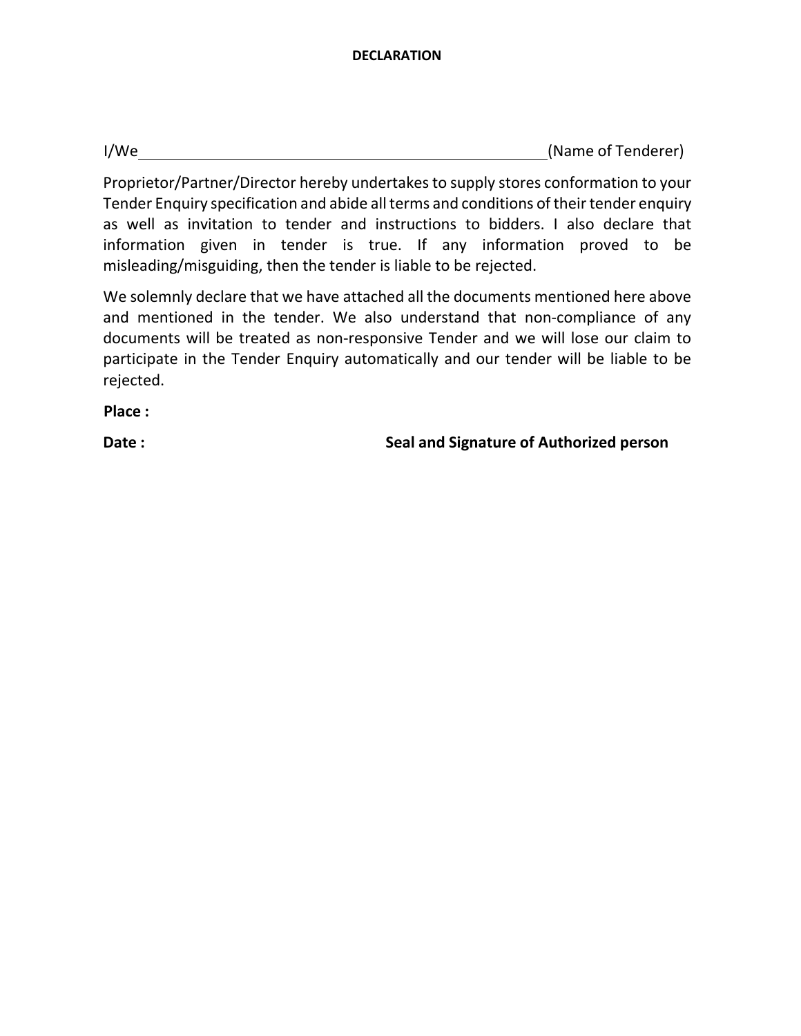**DECLARATION**

I/We \_\_\_\_\_\_\_\_\_\_\_\_\_\_\_\_\_\_\_\_\_\_\_\_\_\_\_\_\_\_\_\_\_\_\_\_\_\_\_\_\_\_\_\_\_\_\_\_\_\_ (Name of Tenderer)

Proprietor/Partner/Director hereby undertakes to supply stores conformation to your Tender Enquiry specification and abide all terms and conditions of their tender enquiry as well as invitation to tender and instructions to bidders. I also declare that information given in tender is true. If any information proved to be misleading/misguiding, then the tender is liable to be rejected.

We solemnly declare that we have attached all the documents mentioned here above and mentioned in the tender. We also understand that non-compliance of any documents will be treated as non-responsive Tender and we will lose our claim to participate in the Tender Enquiry automatically and our tender will be liable to be rejected.

**Place :**

**Date :** **Seal and Signature of Authorized person**